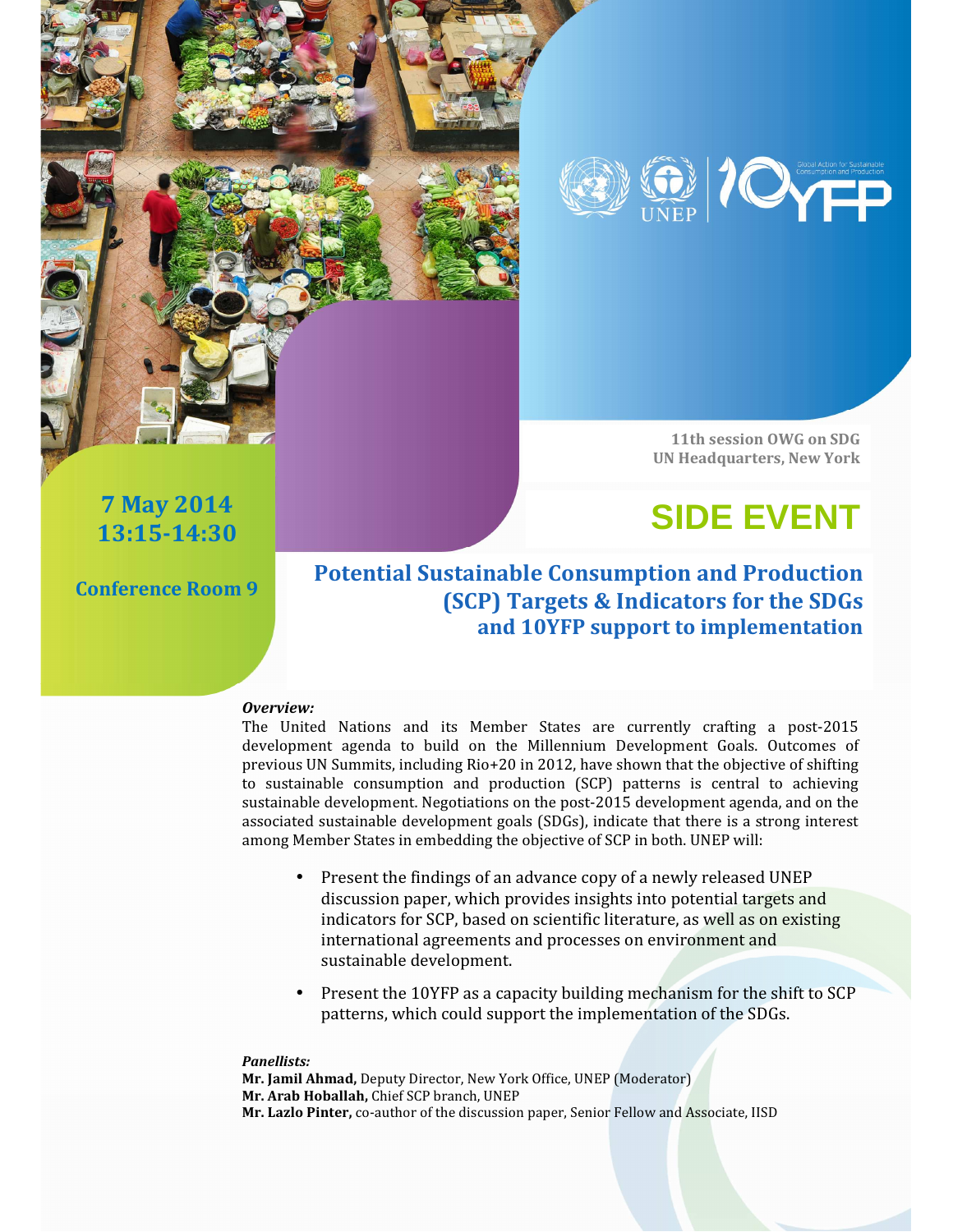11th session OWG on SDG
UN Headquarters, New York

# SIDE EVENT

**7 May 2014**
**13:15-14:30**

**Conference Room 9**

## Potential Sustainable Consumption and Production (SCP) Targets & Indicators for the SDGs and 10YFP support to implementation

***Overview:***
The United Nations and its Member States are currently crafting a post-2015 development agenda to build on the Millennium Development Goals. Outcomes of previous UN Summits, including Rio+20 in 2012, have shown that the objective of shifting to sustainable consumption and production (SCP) patterns is central to achieving sustainable development. Negotiations on the post-2015 development agenda, and on the associated sustainable development goals (SDGs), indicate that there is a strong interest among Member States in embedding the objective of SCP in both. UNEP will:

- Present the findings of an advance copy of a newly released UNEP discussion paper, which provides insights into potential targets and indicators for SCP, based on scientific literature, as well as on existing international agreements and processes on environment and sustainable development.
- Present the 10YFP as a capacity building mechanism for the shift to SCP patterns, which could support the implementation of the SDGs.

***Panellists:***
**Mr. Jamil Ahmad,** Deputy Director, New York Office, UNEP (Moderator)
**Mr. Arab Hoballah,** Chief SCP branch, UNEP
**Mr. Lazlo Pinter,** co-author of the discussion paper, Senior Fellow and Associate, IISD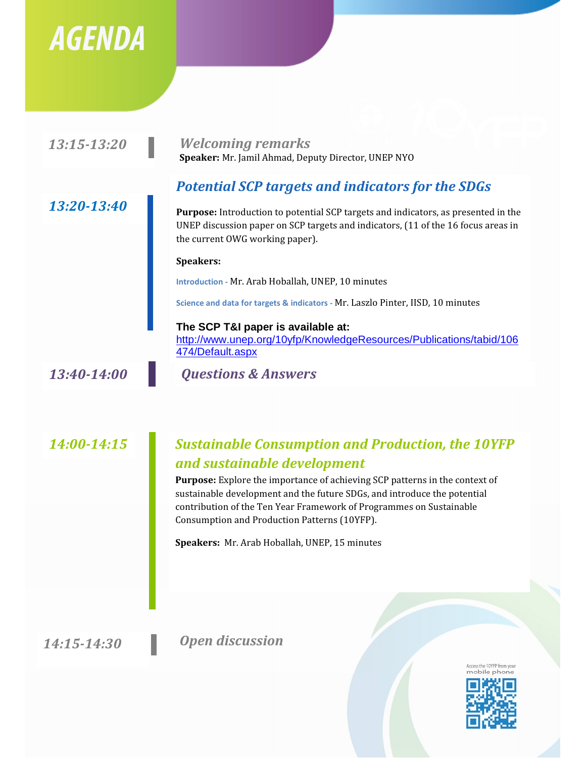# AGENDA

**13:15-13:20**

### *Welcoming remarks*

**Speaker:** Mr. Jamil Ahmad, Deputy Director, UNEP NYO

**13:20-13:40**

### *Potential SCP targets and indicators for the SDGs*

**Purpose:** Introduction to potential SCP targets and indicators, as presented in the UNEP discussion paper on SCP targets and indicators, (11 of the 16 focus areas in the current OWG working paper).

**Speakers:**

Introduction - Mr. Arab Hoballah, UNEP, 10 minutes

Science and data for targets & indicators - Mr. Laszlo Pinter, IISD, 10 minutes

**The SCP T&I paper is available at:**
http://www.unep.org/10yfp/KnowledgeResources/Publications/tabid/106474/Default.aspx

**13:40-14:00**

### *Questions & Answers*

**14:00-14:15**

### *Sustainable Consumption and Production, the 10YFP and sustainable development*

**Purpose:** Explore the importance of achieving SCP patterns in the context of sustainable development and the future SDGs, and introduce the potential contribution of the Ten Year Framework of Programmes on Sustainable Consumption and Production Patterns (10YFP).

**Speakers:** Mr. Arab Hoballah, UNEP, 15 minutes

**14:15-14:30**

### *Open discussion*

Access the 10YFP from your mobile phone